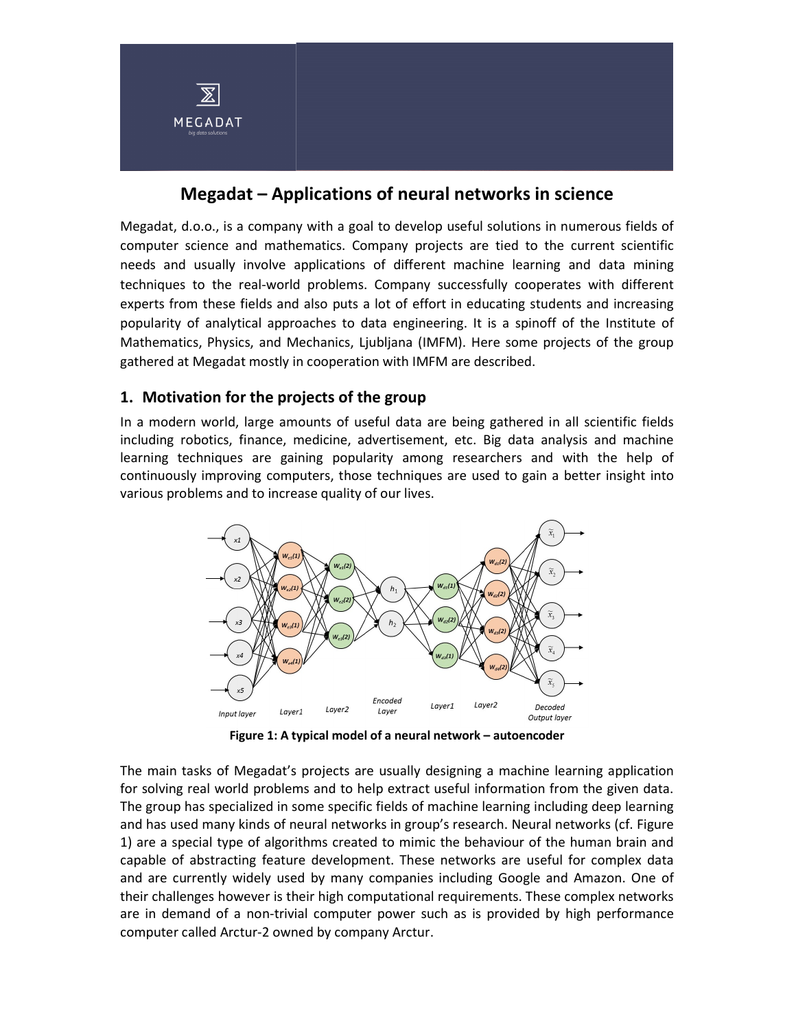MEGADAT

big data solutions

# Megadat – Applications of neural networks in science

Megadat, d.o.o., is a company with a goal to develop useful solutions in numerous fields of computer science and mathematics. Company projects are tied to the current scientific needs and usually involve applications of different machine learning and data mining techniques to the real-world problems. Company successfully cooperates with different experts from these fields and also puts a lot of effort in educating students and increasing popularity of analytical approaches to data engineering. It is a spinoff of the Institute of Mathematics, Physics, and Mechanics, Ljubljana (IMFM). Here some projects of the group gathered at Megadat mostly in cooperation with IMFM are described.

## 1. Motivation for the projects of the group

In a modern world, large amounts of useful data are being gathered in all scientific fields including robotics, finance, medicine, advertisement, etc. Big data analysis and machine learning techniques are gaining popularity among researchers and with the help of continuously improving computers, those techniques are used to gain a better insight into various problems and to increase quality of our lives.

**Figure 1: A typical model of a neural network – autoencoder**

The main tasks of Megadat's projects are usually designing a machine learning application for solving real world problems and to help extract useful information from the given data. The group has specialized in some specific fields of machine learning including deep learning and has used many kinds of neural networks in group's research. Neural networks (cf. Figure 1) are a special type of algorithms created to mimic the behaviour of the human brain and capable of abstracting feature development. These networks are useful for complex data and are currently widely used by many companies including Google and Amazon. One of their challenges however is their high computational requirements. These complex networks are in demand of a non-trivial computer power such as is provided by high performance computer called Arctur-2 owned by company Arctur.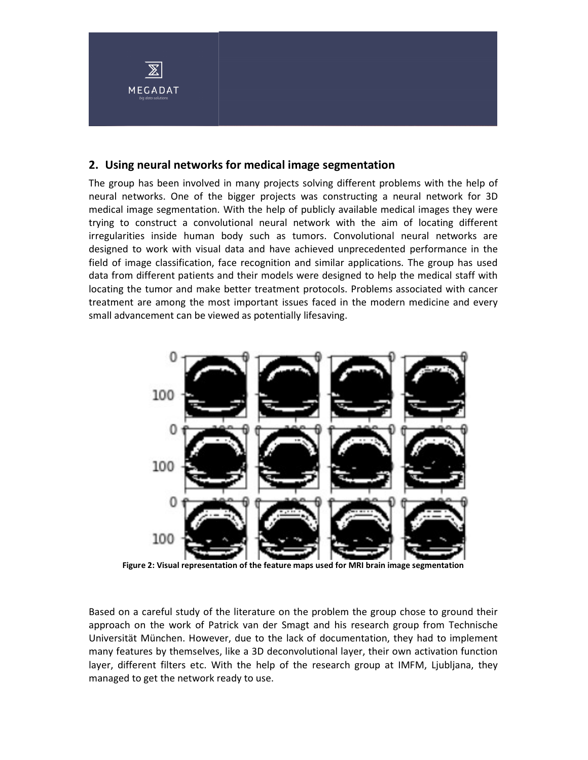## 2. Using neural networks for medical image segmentation

The group has been involved in many projects solving different problems with the help of neural networks. One of the bigger projects was constructing a neural network for 3D medical image segmentation. With the help of publicly available medical images they were trying to construct a convolutional neural network with the aim of locating different irregularities inside human body such as tumors. Convolutional neural networks are designed to work with visual data and have achieved unprecedented performance in the field of image classification, face recognition and similar applications. The group has used data from different patients and their models were designed to help the medical staff with locating the tumor and make better treatment protocols. Problems associated with cancer treatment are among the most important issues faced in the modern medicine and every small advancement can be viewed as potentially lifesaving.

**Figure 2: Visual representation of the feature maps used for MRI brain image segmentation**

Based on a careful study of the literature on the problem the group chose to ground their approach on the work of Patrick van der Smagt and his research group from Technische Universität München. However, due to the lack of documentation, they had to implement many features by themselves, like a 3D deconvolutional layer, their own activation function layer, different filters etc. With the help of the research group at IMFM, Ljubljana, they managed to get the network ready to use.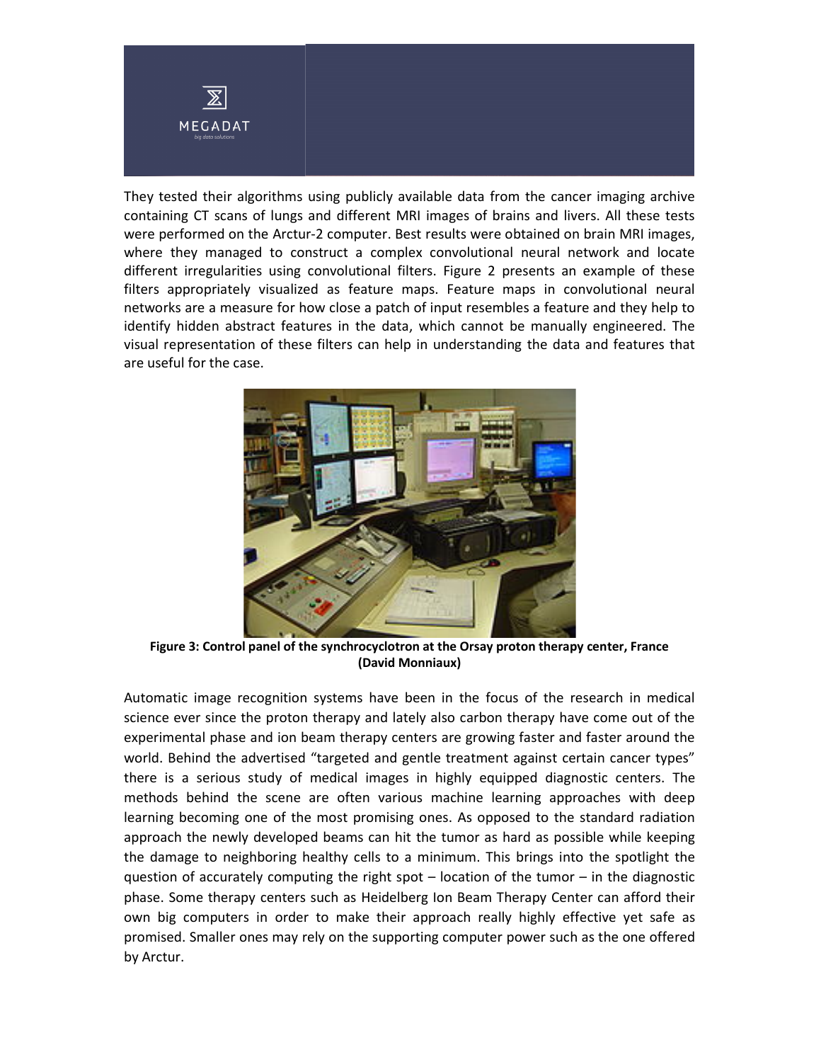They tested their algorithms using publicly available data from the cancer imaging archive containing CT scans of lungs and different MRI images of brains and livers. All these tests were performed on the Arctur-2 computer. Best results were obtained on brain MRI images, where they managed to construct a complex convolutional neural network and locate different irregularities using convolutional filters. Figure 2 presents an example of these filters appropriately visualized as feature maps. Feature maps in convolutional neural networks are a measure for how close a patch of input resembles a feature and they help to identify hidden abstract features in the data, which cannot be manually engineered. The visual representation of these filters can help in understanding the data and features that are useful for the case.

**Figure 3: Control panel of the synchrocyclotron at the Orsay proton therapy center, France (David Monniaux)**

Automatic image recognition systems have been in the focus of the research in medical science ever since the proton therapy and lately also carbon therapy have come out of the experimental phase and ion beam therapy centers are growing faster and faster around the world. Behind the advertised "targeted and gentle treatment against certain cancer types" there is a serious study of medical images in highly equipped diagnostic centers. The methods behind the scene are often various machine learning approaches with deep learning becoming one of the most promising ones. As opposed to the standard radiation approach the newly developed beams can hit the tumor as hard as possible while keeping the damage to neighboring healthy cells to a minimum. This brings into the spotlight the question of accurately computing the right spot – location of the tumor – in the diagnostic phase. Some therapy centers such as Heidelberg Ion Beam Therapy Center can afford their own big computers in order to make their approach really highly effective yet safe as promised. Smaller ones may rely on the supporting computer power such as the one offered by Arctur.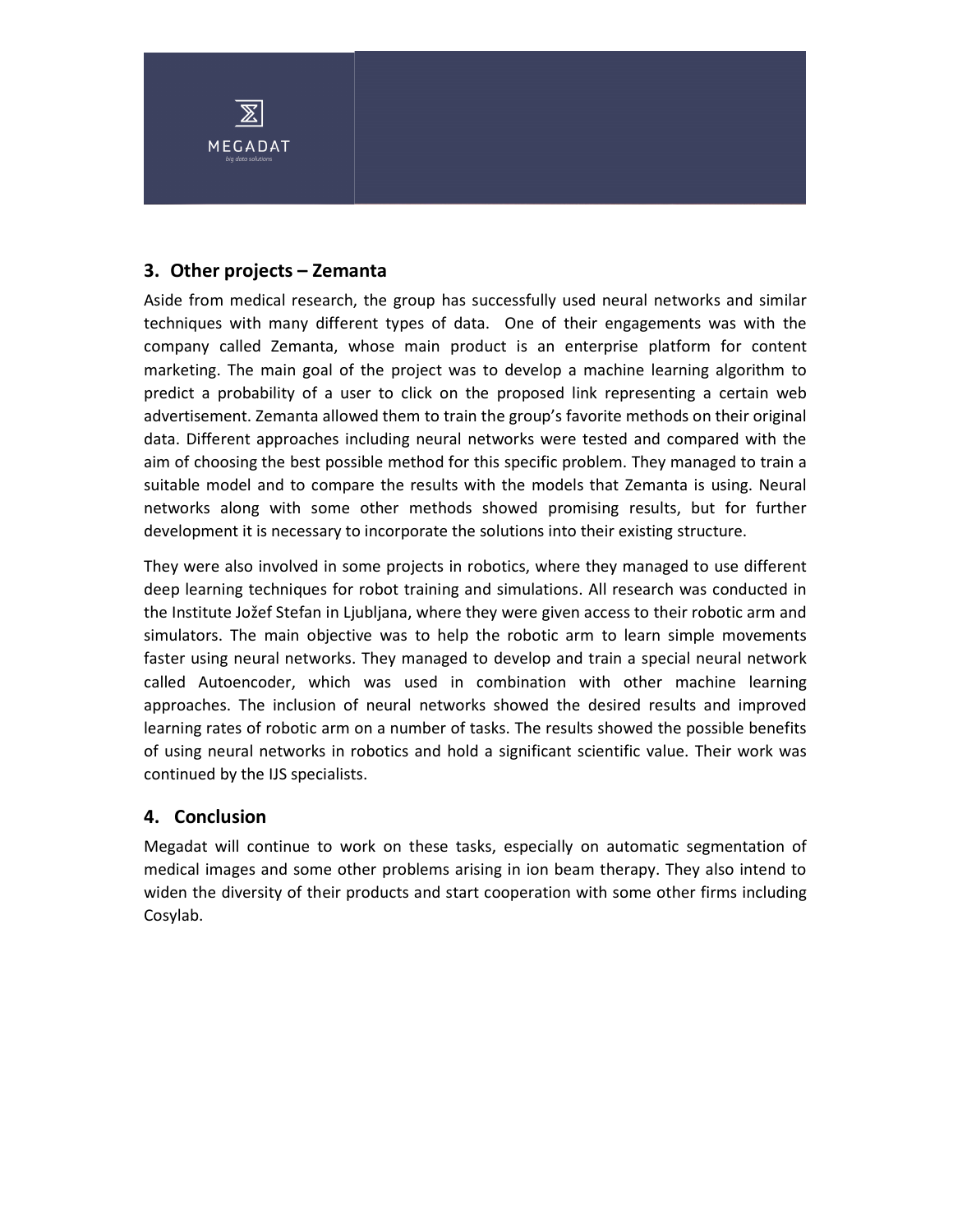## 3. Other projects – Zemanta

Aside from medical research, the group has successfully used neural networks and similar techniques with many different types of data. One of their engagements was with the company called Zemanta, whose main product is an enterprise platform for content marketing. The main goal of the project was to develop a machine learning algorithm to predict a probability of a user to click on the proposed link representing a certain web advertisement. Zemanta allowed them to train the group's favorite methods on their original data. Different approaches including neural networks were tested and compared with the aim of choosing the best possible method for this specific problem. They managed to train a suitable model and to compare the results with the models that Zemanta is using. Neural networks along with some other methods showed promising results, but for further development it is necessary to incorporate the solutions into their existing structure.

They were also involved in some projects in robotics, where they managed to use different deep learning techniques for robot training and simulations. All research was conducted in the Institute Jožef Stefan in Ljubljana, where they were given access to their robotic arm and simulators. The main objective was to help the robotic arm to learn simple movements faster using neural networks. They managed to develop and train a special neural network called Autoencoder, which was used in combination with other machine learning approaches. The inclusion of neural networks showed the desired results and improved learning rates of robotic arm on a number of tasks. The results showed the possible benefits of using neural networks in robotics and hold a significant scientific value. Their work was continued by the IJS specialists.

## 4. Conclusion

Megadat will continue to work on these tasks, especially on automatic segmentation of medical images and some other problems arising in ion beam therapy. They also intend to widen the diversity of their products and start cooperation with some other firms including Cosylab.